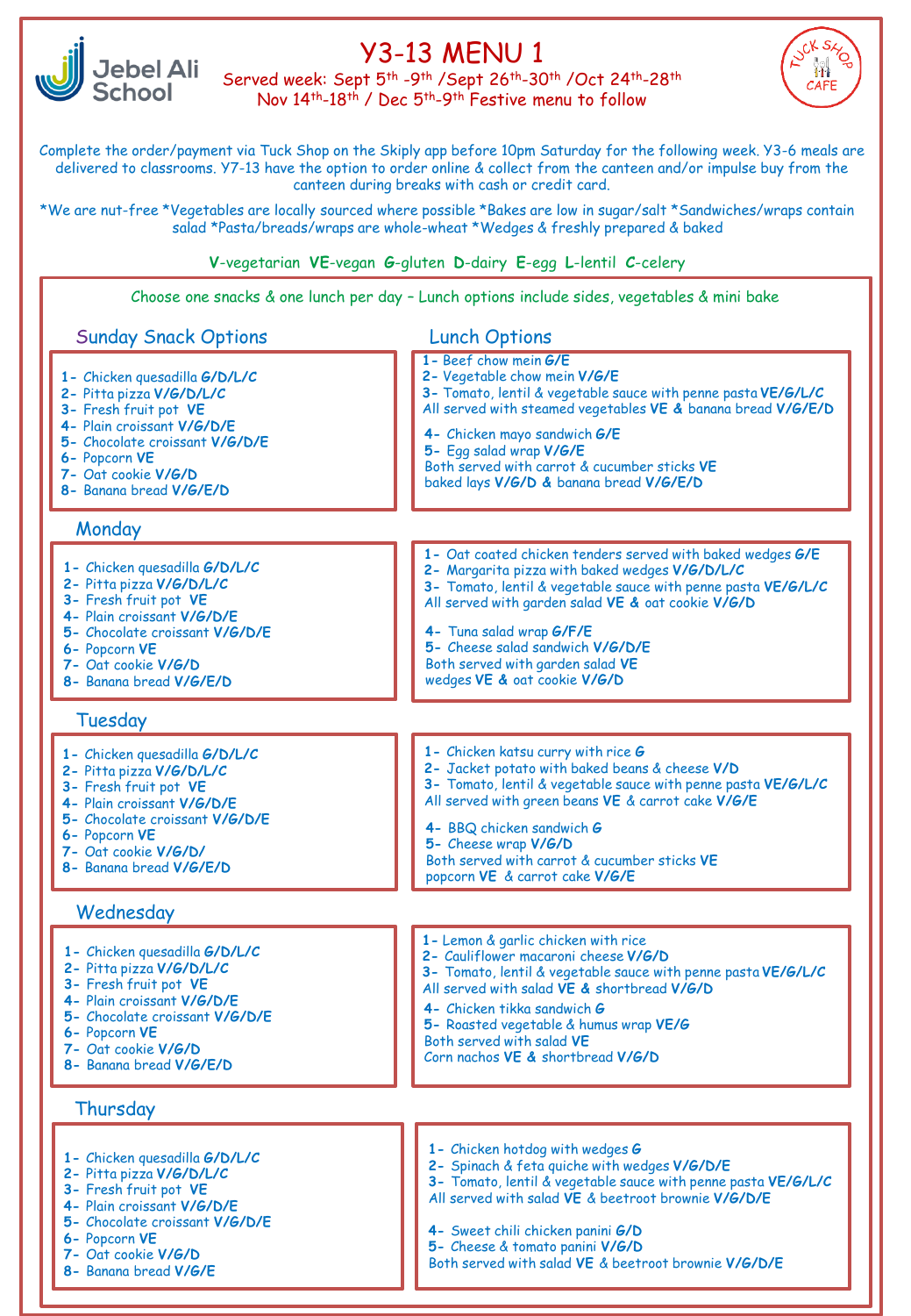# Y3-13 MENU 1

Served week: Sept 5th -9th /Sept 26th-30th /Oct 24th-28th
Nov 14th-18th / Dec 5th-9th Festive menu to follow

Complete the order/payment via Tuck Shop on the Skiply app before 10pm Saturday for the following week. Y3-6 meals are delivered to classrooms. Y7-13 have the option to order online & collect from the canteen and/or impulse buy from the canteen during breaks with cash or credit card.

*We are nut-free *Vegetables are locally sourced where possible *Bakes are low in sugar/salt *Sandwiches/wraps contain salad *Pasta/breads/wraps are whole-wheat *Wedges & freshly prepared & baked

**V**-vegetarian **VE**-vegan **G**-gluten **D**-dairy **E**-egg **L**-lentil **C**-celery

Choose one snacks & one lunch per day – Lunch options include sides, vegetables & mini bake

## Sunday Snack Options

1- Chicken quesadilla **G/D/L/C**
2- Pitta pizza **V/G/D/L/C**
3- Fresh fruit pot **VE**
4- Plain croissant **V/G/D/E**
5- Chocolate croissant **V/G/D/E**
6- Popcorn **VE**
7- Oat cookie **V/G/D**
8- Banana bread **V/G/E/D**

## Lunch Options

1- Beef chow mein **G/E**
2- Vegetable chow mein **V/G/E**
3- Tomato, lentil & vegetable sauce with penne pasta **VE/G/L/C**
All served with steamed vegetables **VE** & banana bread **V/G/E/D**

4- Chicken mayo sandwich **G/E**
5- Egg salad wrap **V/G/E**
Both served with carrot & cucumber sticks **VE**
baked lays **V/G/D** & banana bread **V/G/E/D**

## Monday

1- Chicken quesadilla **G/D/L/C**
2- Pitta pizza **V/G/D/L/C**
3- Fresh fruit pot **VE**
4- Plain croissant **V/G/D/E**
5- Chocolate croissant **V/G/D/E**
6- Popcorn **VE**
7- Oat cookie **V/G/D**
8- Banana bread **V/G/E/D**

1- Oat coated chicken tenders served with baked wedges **G/E**
2- Margarita pizza with baked wedges **V/G/D/L/C**
3- Tomato, lentil & vegetable sauce with penne pasta **VE/G/L/C**
All served with garden salad **VE** & oat cookie **V/G/D**

4- Tuna salad wrap **G/F/E**
5- Cheese salad sandwich **V/G/D/E**
Both served with garden salad **VE**
wedges **VE** & oat cookie **V/G/D**

## Tuesday

1- Chicken quesadilla **G/D/L/C**
2- Pitta pizza **V/G/D/L/C**
3- Fresh fruit pot **VE**
4- Plain croissant **V/G/D/E**
5- Chocolate croissant **V/G/D/E**
6- Popcorn **VE**
7- Oat cookie **V/G/D/**
8- Banana bread **V/G/E/D**

1- Chicken katsu curry with rice **G**
2- Jacket potato with baked beans & cheese **V/D**
3- Tomato, lentil & vegetable sauce with penne pasta **VE/G/L/C**
All served with green beans **VE** & carrot cake **V/G/E**

4- BBQ chicken sandwich **G**
5- Cheese wrap **V/G/D**
Both served with carrot & cucumber sticks **VE**
popcorn **VE** & carrot cake **V/G/E**

## Wednesday

1- Chicken quesadilla **G/D/L/C**
2- Pitta pizza **V/G/D/L/C**
3- Fresh fruit pot **VE**
4- Plain croissant **V/G/D/E**
5- Chocolate croissant **V/G/D/E**
6- Popcorn **VE**
7- Oat cookie **V/G/D**
8- Banana bread **V/G/E/D**

1- Lemon & garlic chicken with rice
2- Cauliflower macaroni cheese **V/G/D**
3- Tomato, lentil & vegetable sauce with penne pasta **VE/G/L/C**
All served with salad **VE** & shortbread **V/G/D**

4- Chicken tikka sandwich **G**
5- Roasted vegetable & humus wrap **VE/G**
Both served with salad **VE**
Corn nachos **VE** & shortbread **V/G/D**

## Thursday

1- Chicken quesadilla **G/D/L/C**
2- Pitta pizza **V/G/D/L/C**
3- Fresh fruit pot **VE**
4- Plain croissant **V/G/D/E**
5- Chocolate croissant **V/G/D/E**
6- Popcorn **VE**
7- Oat cookie **V/G/D**
8- Banana bread **V/G/E**

1- Chicken hotdog with wedges **G**
2- Spinach & feta quiche with wedges **V/G/D/E**
3- Tomato, lentil & vegetable sauce with penne pasta **VE/G/L/C**
All served with salad **VE** & beetroot brownie **V/G/D/E**

4- Sweet chili chicken panini **G/D**
5- Cheese & tomato panini **V/G/D**
Both served with salad **VE** & beetroot brownie **V/G/D/E**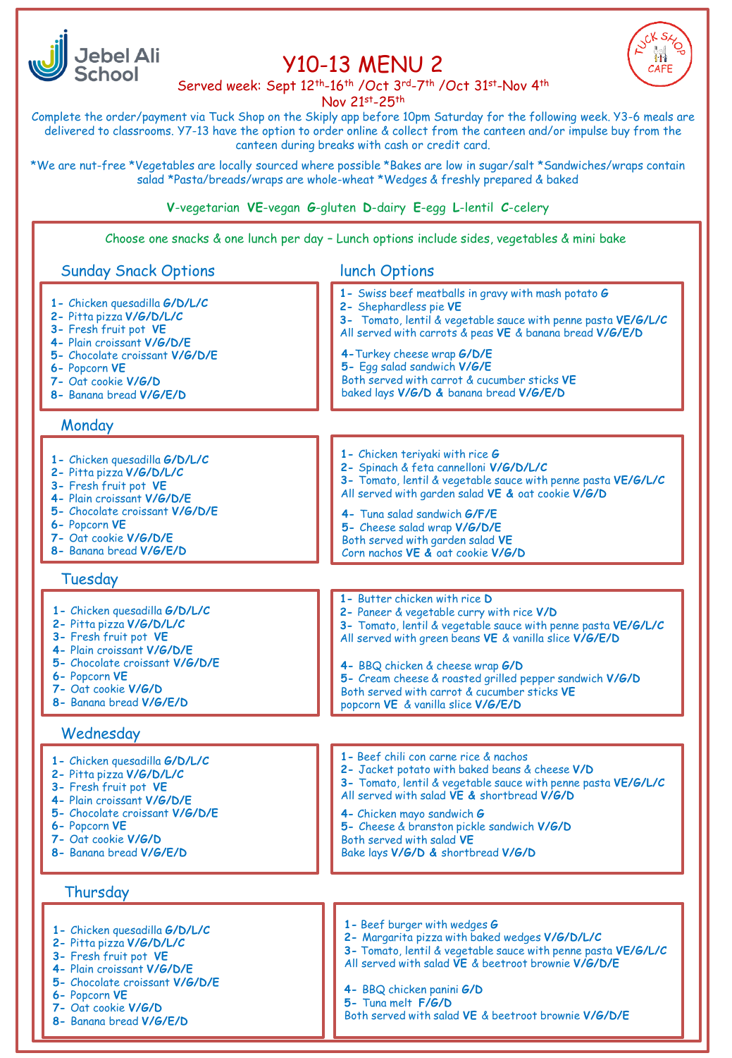# Y10-13 MENU 2

Jebel Ali School

TUCK SHOP CAFE

Served week: Sept 12th-16th /Oct 3rd-7th /Oct 31st-Nov 4th
Nov 21st-25th

Complete the order/payment via Tuck Shop on the Skiply app before 10pm Saturday for the following week. Y3-6 meals are delivered to classrooms. Y7-13 have the option to order online & collect from the canteen and/or impulse buy from the canteen during breaks with cash or credit card.

*We are nut-free *Vegetables are locally sourced where possible *Bakes are low in sugar/salt *Sandwiches/wraps contain salad *Pasta/breads/wraps are whole-wheat *Wedges & freshly prepared & baked

**V**-vegetarian **VE**-vegan **G**-gluten **D**-dairy **E**-egg **L**-lentil **C**-celery

Choose one snacks & one lunch per day – Lunch options include sides, vegetables & mini bake

## Sunday Snack Options

1- Chicken quesadilla **G/D/L/C**
2- Pitta pizza **V/G/D/L/C**
3- Fresh fruit pot **VE**
4- Plain croissant **V/G/D/E**
5- Chocolate croissant **V/G/D/E**
6- Popcorn **VE**
7- Oat cookie **V/G/D**
8- Banana bread **V/G/E/D**

## lunch Options

1- Swiss beef meatballs in gravy with mash potato **G**
2- Shephardless pie **VE**
3- Tomato, lentil & vegetable sauce with penne pasta **VE/G/L/C**
All served with carrots & peas **VE** & banana bread **V/G/E/D**

4-Turkey cheese wrap **G/D/E**
5- Egg salad sandwich **V/G/E**
Both served with carrot & cucumber sticks **VE**
baked lays **V/G/D** & banana bread **V/G/E/D**

## Monday

1- Chicken quesadilla **G/D/L/C**
2- Pitta pizza **V/G/D/L/C**
3- Fresh fruit pot **VE**
4- Plain croissant **V/G/D/E**
5- Chocolate croissant **V/G/D/E**
6- Popcorn **VE**
7- Oat cookie **V/G/D/E**
8- Banana bread **V/G/E/D**

1- Chicken teriyaki with rice **G**
2- Spinach & feta cannelloni **V/G/D/L/C**
3- Tomato, lentil & vegetable sauce with penne pasta **VE/G/L/C**
All served with garden salad **VE** & oat cookie **V/G/D**

4- Tuna salad sandwich **G/F/E**
5- Cheese salad wrap **V/G/D/E**
Both served with garden salad **VE**
Corn nachos **VE** & oat cookie **V/G/D**

## Tuesday

1- Chicken quesadilla **G/D/L/C**
2- Pitta pizza **V/G/D/L/C**
3- Fresh fruit pot **VE**
4- Plain croissant **V/G/D/E**
5- Chocolate croissant **V/G/D/E**
6- Popcorn **VE**
7- Oat cookie **V/G/D**
8- Banana bread **V/G/E/D**

1- Butter chicken with rice **D**
2- Paneer & vegetable curry with rice **V/D**
3- Tomato, lentil & vegetable sauce with penne pasta **VE/G/L/C**
All served with green beans **VE** & vanilla slice **V/G/E/D**

4- BBQ chicken & cheese wrap **G/D**
5- Cream cheese & roasted grilled pepper sandwich **V/G/D**
Both served with carrot & cucumber sticks **VE**
popcorn **VE** & vanilla slice **V/G/E/D**

## Wednesday

1- Chicken quesadilla **G/D/L/C**
2- Pitta pizza **V/G/D/L/C**
3- Fresh fruit pot **VE**
4- Plain croissant **V/G/D/E**
5- Chocolate croissant **V/G/D/E**
6- Popcorn **VE**
7- Oat cookie **V/G/D**
8- Banana bread **V/G/E/D**

1- Beef chili con carne rice & nachos
2- Jacket potato with baked beans & cheese **V/D**
3- Tomato, lentil & vegetable sauce with penne pasta **VE/G/L/C**
All served with salad **VE** & shortbread **V/G/D**

4- Chicken mayo sandwich **G**
5- Cheese & branston pickle sandwich **V/G/D**
Both served with salad **VE**
Bake lays **V/G/D** & shortbread **V/G/D**

## Thursday

1- Chicken quesadilla **G/D/L/C**
2- Pitta pizza **V/G/D/L/C**
3- Fresh fruit pot **VE**
4- Plain croissant **V/G/D/E**
5- Chocolate croissant **V/G/D/E**
6- Popcorn **VE**
7- Oat cookie **V/G/D**
8- Banana bread **V/G/E/D**

1- Beef burger with wedges **G**
2- Margarita pizza with baked wedges **V/G/D/L/C**
3- Tomato, lentil & vegetable sauce with penne pasta **VE/G/L/C**
All served with salad **VE** & beetroot brownie **V/G/D/E**

4- BBQ chicken panini **G/D**
5- Tuna melt **F/G/D**
Both served with salad **VE** & beetroot brownie **V/G/D/E**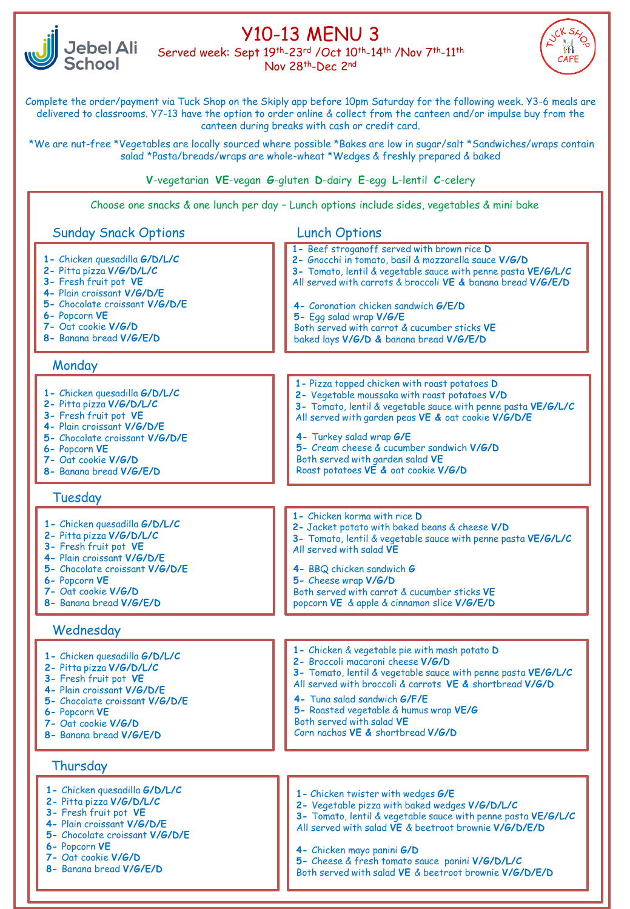Jebel Ali School

# Y10-13 MENU 3

Served week: Sept 19th-23rd /Oct 10th-14th /Nov 7th-11th
Nov 28th-Dec 2nd

TUCK SHOP CAFE

Complete the order/payment via Tuck Shop on the Skiply app before 10pm Saturday for the following week. Y3-6 meals are delivered to classrooms. Y7-13 have the option to order online & collect from the canteen and/or impulse buy from the canteen during breaks with cash or credit card.

*We are nut-free *Vegetables are locally sourced where possible *Bakes are low in sugar/salt *Sandwiches/wraps contain salad *Pasta/breads/wraps are whole-wheat *Wedges & freshly prepared & baked

**V**-vegetarian **VE**-vegan **G**-gluten **D**-dairy **E**-egg **L**-lentil **C**-celery

Choose one snacks & one lunch per day – Lunch options include sides, vegetables & mini bake

## Sunday Snack Options

1- Chicken quesadilla **G/D/L/C**
2- Pitta pizza **V/G/D/L/C**
3- Fresh fruit pot **VE**
4- Plain croissant **V/G/D/E**
5- Chocolate croissant **V/G/D/E**
6- Popcorn **VE**
7- Oat cookie **V/G/D**
8- Banana bread **V/G/E/D**

## Lunch Options

1- Beef stroganoff served with brown rice **D**
2- Gnocchi in tomato, basil & mozzarella sauce **V/G/D**
3- Tomato, lentil & vegetable sauce with penne pasta **VE/G/L/C**
All served with carrots & broccoli **VE** & banana bread **V/G/E/D**

4- Coronation chicken sandwich **G/E/D**
5- Egg salad wrap **V/G/E**
Both served with carrot & cucumber sticks **VE**
baked lays **V/G/D** & banana bread **V/G/E/D**

## Monday

1- Chicken quesadilla **G/D/L/C**
2- Pitta pizza **V/G/D/L/C**
3- Fresh fruit pot **VE**
4- Plain croissant **V/G/D/E**
5- Chocolate croissant **V/G/D/E**
6- Popcorn **VE**
7- Oat cookie **V/G/D**
8- Banana bread **V/G/E/D**

1- Pizza topped chicken with roast potatoes **D**
2- Vegetable moussaka with roast potatoes **V/D**
3- Tomato, lentil & vegetable sauce with penne pasta **VE/G/L/C**
All served with garden peas **VE** & oat cookie **V/G/D/E**

4- Turkey salad wrap **G/E**
5- Cream cheese & cucumber sandwich **V/G/D**
Both served with garden salad **VE**
Roast potatoes **VE** & oat cookie **V/G/D**

## Tuesday

1- Chicken quesadilla **G/D/L/C**
2- Pitta pizza **V/G/D/L/C**
3- Fresh fruit pot **VE**
4- Plain croissant **V/G/D/E**
5- Chocolate croissant **V/G/D/E**
6- Popcorn **VE**
7- Oat cookie **V/G/D**
8- Banana bread **V/G/E/D**

1- Chicken korma with rice **D**
2- Jacket potato with baked beans & cheese **V/D**
3- Tomato, lentil & vegetable sauce with penne pasta **VE/G/L/C**
All served with salad **VE**

4- BBQ chicken sandwich **G**
5- Cheese wrap **V/G/D**
Both served with carrot & cucumber sticks **VE**
popcorn **VE** & apple & cinnamon slice **V/G/E/D**

## Wednesday

1- Chicken quesadilla **G/D/L/C**
2- Pitta pizza **V/G/D/L/C**
3- Fresh fruit pot **VE**
4- Plain croissant **V/G/D/E**
5- Chocolate croissant **V/G/D/E**
6- Popcorn **VE**
7- Oat cookie **V/G/D**
8- Banana bread **V/G/E/D**

1- Chicken & vegetable pie with mash potato **D**
2- Broccoli macaroni cheese **V/G/D**
3- Tomato, lentil & vegetable sauce with penne pasta **VE/G/L/C**
All served with broccoli & carrots **VE** & shortbread **V/G/D**

4- Tuna salad sandwich **G/F/E**
5- Roasted vegetable & humus wrap **VE/G**
Both served with salad **VE**
Corn nachos **VE** & shortbread **V/G/D**

## Thursday

1- Chicken quesadilla **G/D/L/C**
2- Pitta pizza **V/G/D/L/C**
3- Fresh fruit pot **VE**
4- Plain croissant **V/G/D/E**
5- Chocolate croissant **V/G/D/E**
6- Popcorn **VE**
7- Oat cookie **V/G/D**
8- Banana bread **V/G/E/D**

1- Chicken twister with wedges **G/E**
2- Vegetable pizza with baked wedges **V/G/D/L/C**
3- Tomato, lentil & vegetable sauce with penne pasta **VE/G/L/C**
All served with salad **VE** & beetroot brownie **V/G/D/E/D**

4- Chicken mayo panini **G/D**
5- Cheese & fresh tomato sauce panini **V/G/D/L/C**
Both served with salad **VE** & beetroot brownie **V/G/D/E/D**